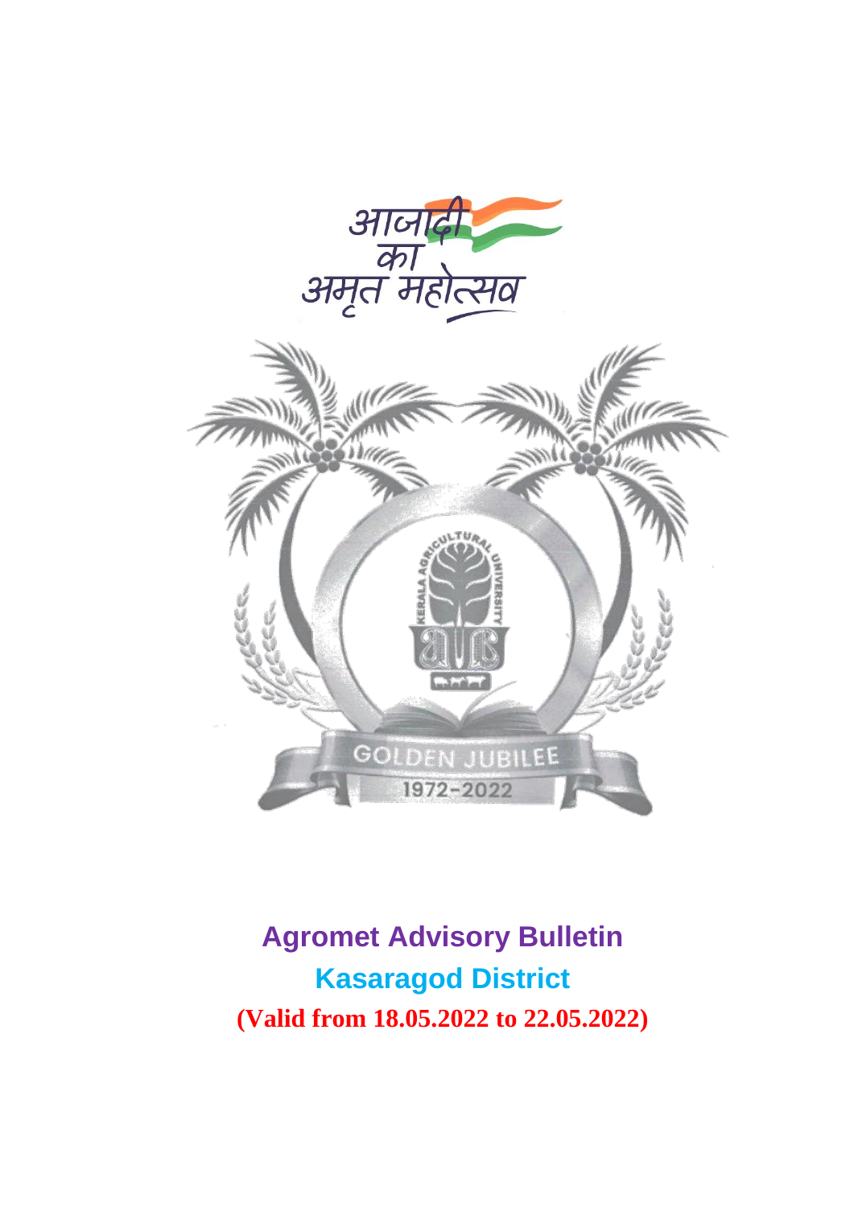आजादी का अमृत महोत्सव

# Agromet Advisory Bulletin

## Kasaragod District

**(Valid from 18.05.2022 to 22.05.2022)**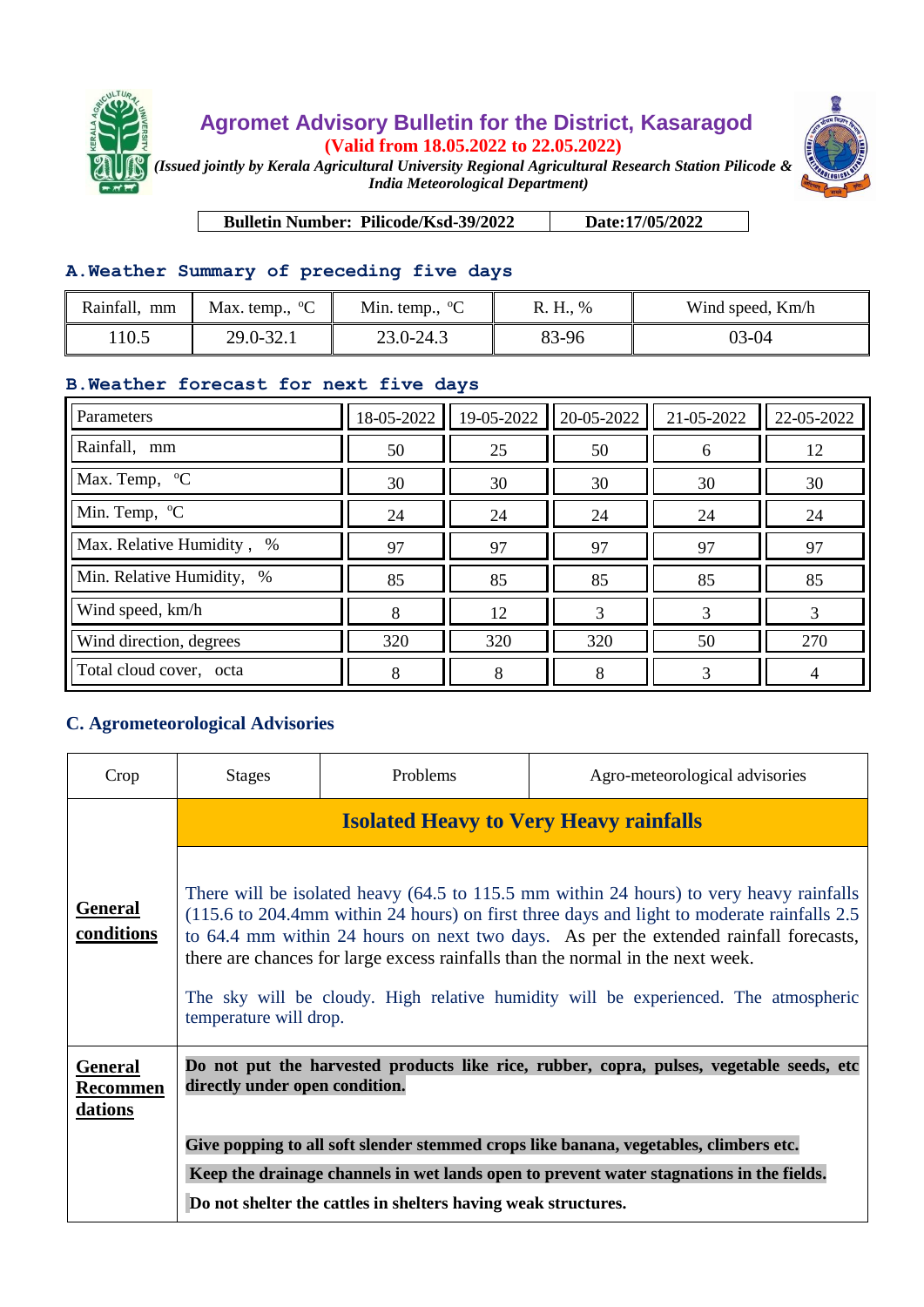# Agromet Advisory Bulletin for the District, Kasaragod

**(Valid from 18.05.2022 to 22.05.2022)**

*(Issued jointly by Kerala Agricultural University Regional Agricultural Research Station Pilicode & India Meteorological Department)*

| **Bulletin Number: Pilicode/Ksd-39/2022** | **Date:17/05/2022** |
|---|---|

## A.Weather Summary of preceding five days

| Rainfall, mm | Max. temp., °C | Min. temp., °C | R. H., % | Wind speed, Km/h |
|---|---|---|---|---|
| 110.5 | 29.0-32.1 | 23.0-24.3 | 83-96 | 03-04 |

## B.Weather forecast for next five days

| Parameters | 18-05-2022 | 19-05-2022 | 20-05-2022 | 21-05-2022 | 22-05-2022 |
|---|---|---|---|---|---|
| Rainfall, mm | 50 | 25 | 50 | 6 | 12 |
| Max. Temp, °C | 30 | 30 | 30 | 30 | 30 |
| Min. Temp, °C | 24 | 24 | 24 | 24 | 24 |
| Max. Relative Humidity , % | 97 | 97 | 97 | 97 | 97 |
| Min. Relative Humidity, % | 85 | 85 | 85 | 85 | 85 |
| Wind speed, km/h | 8 | 12 | 3 | 3 | 3 |
| Wind direction, degrees | 320 | 320 | 320 | 50 | 270 |
| Total cloud cover, octa | 8 | 8 | 8 | 3 | 4 |

## C. Agrometeorological Advisories

| Crop | Stages | Problems | Agro-meteorological advisories |
|---|---|---|---|
| | **Isolated Heavy to Very Heavy rainfalls** | | |
| **General conditions** | There will be isolated heavy (64.5 to 115.5 mm within 24 hours) to very heavy rainfalls (115.6 to 204.4mm within 24 hours) on first three days and light to moderate rainfalls 2.5 to 64.4 mm within 24 hours on next two days. As per the extended rainfall forecasts, there are chances for large excess rainfalls than the normal in the next week. The sky will be cloudy. High relative humidity will be experienced. The atmospheric temperature will drop. | | |
| **General Recommendations** | **Do not put the harvested products like rice, rubber, copra, pulses, vegetable seeds, etc directly under open condition.** **Give popping to all soft slender stemmed crops like banana, vegetables, climbers etc.** **Keep the drainage channels in wet lands open to prevent water stagnations in the fields.** **Do not shelter the cattles in shelters having weak structures.** | | |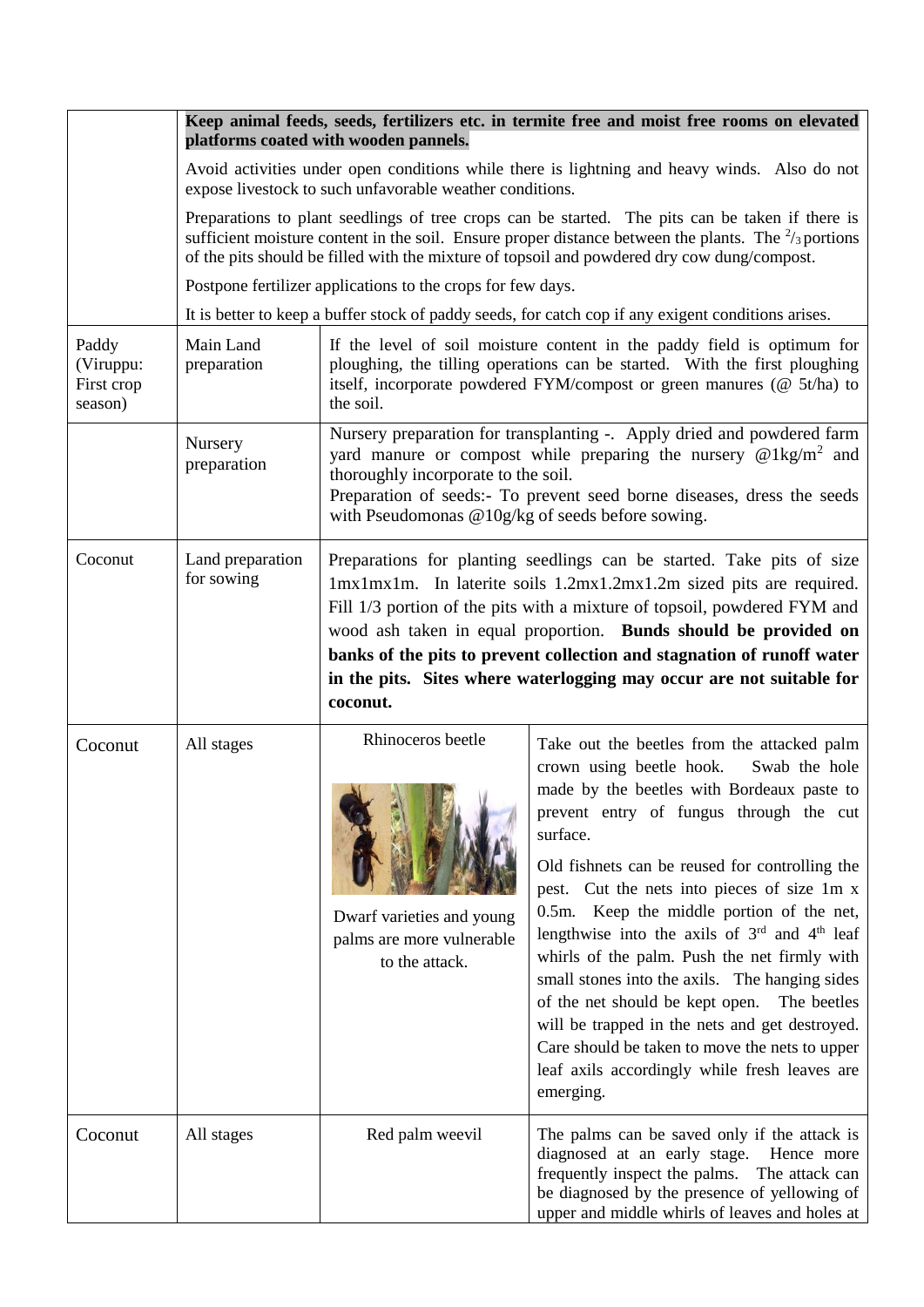| | | | |
|---|---|---|---|
| | **Keep animal feeds, seeds, fertilizers etc. in termite free and moist free rooms on elevated platforms coated with wooden pannels.**<br><br>Avoid activities under open conditions while there is lightning and heavy winds. Also do not expose livestock to such unfavorable weather conditions.<br><br>Preparations to plant seedlings of tree crops can be started. The pits can be taken if there is sufficient moisture content in the soil. Ensure proper distance between the plants. The $^2/_3$ portions of the pits should be filled with the mixture of topsoil and powdered dry cow dung/compost.<br><br>Postpone fertilizer applications to the crops for few days.<br><br>It is better to keep a buffer stock of paddy seeds, for catch cop if any exigent conditions arises. | | |
| Paddy (Viruppu: First crop season) | Main Land preparation | If the level of soil moisture content in the paddy field is optimum for ploughing, the tilling operations can be started. With the first ploughing itself, incorporate powdered FYM/compost or green manures (@ 5t/ha) to the soil. | |
| | Nursery preparation | Nursery preparation for transplanting -. Apply dried and powdered farm yard manure or compost while preparing the nursery @1kg/m$^2$ and thoroughly incorporate to the soil.<br>Preparation of seeds:- To prevent seed borne diseases, dress the seeds with Pseudomonas @10g/kg of seeds before sowing. | |
| Coconut | Land preparation for sowing | Preparations for planting seedlings can be started. Take pits of size 1mx1mx1m. In laterite soils 1.2mx1.2mx1.2m sized pits are required. Fill 1/3 portion of the pits with a mixture of topsoil, powdered FYM and wood ash taken in equal proportion. **Bunds should be provided on banks of the pits to prevent collection and stagnation of runoff water in the pits. Sites where waterlogging may occur are not suitable for coconut.** | |
| Coconut | All stages | Rhinoceros beetle<br><br>Dwarf varieties and young palms are more vulnerable to the attack. | Take out the beetles from the attacked palm crown using beetle hook. Swab the hole made by the beetles with Bordeaux paste to prevent entry of fungus through the cut surface.<br><br>Old fishnets can be reused for controlling the pest. Cut the nets into pieces of size 1m x 0.5m. Keep the middle portion of the net, lengthwise into the axils of 3$^{rd}$ and 4$^{th}$ leaf whirls of the palm. Push the net firmly with small stones into the axils. The hanging sides of the net should be kept open. The beetles will be trapped in the nets and get destroyed. Care should be taken to move the nets to upper leaf axils accordingly while fresh leaves are emerging. |
| Coconut | All stages | Red palm weevil | The palms can be saved only if the attack is diagnosed at an early stage. Hence more frequently inspect the palms. The attack can be diagnosed by the presence of yellowing of upper and middle whirls of leaves and holes at |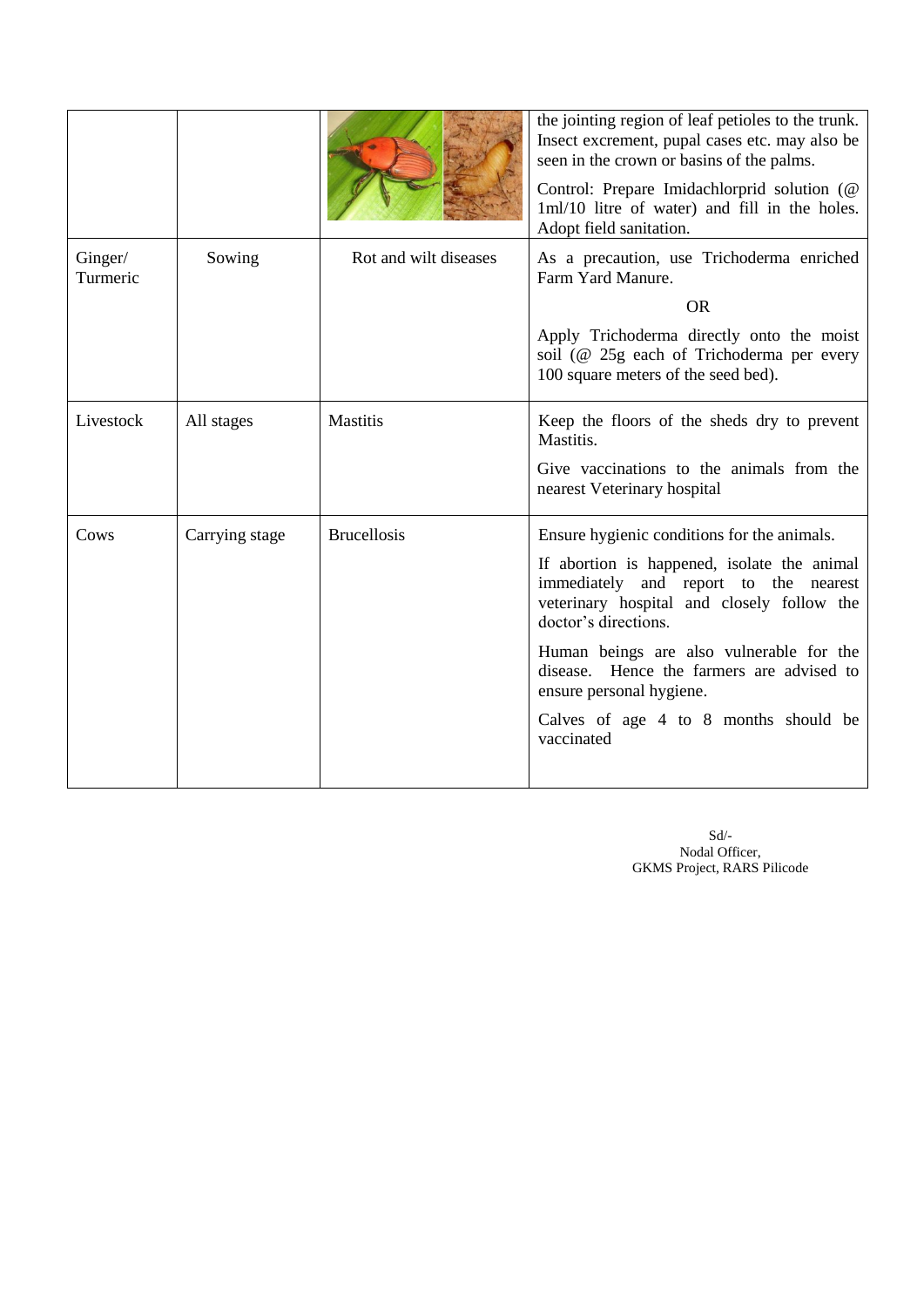| | | | |
|---|---|---|---|
| | | | the jointing region of leaf petioles to the trunk. Insect excrement, pupal cases etc. may also be seen in the crown or basins of the palms.<br><br>Control: Prepare Imidachlorprid solution (@ 1ml/10 litre of water) and fill in the holes. Adopt field sanitation. |
| Ginger/ Turmeric | Sowing | Rot and wilt diseases | As a precaution, use Trichoderma enriched Farm Yard Manure.<br><br>OR<br><br>Apply Trichoderma directly onto the moist soil (@ 25g each of Trichoderma per every 100 square meters of the seed bed). |
| Livestock | All stages | Mastitis | Keep the floors of the sheds dry to prevent Mastitis.<br><br>Give vaccinations to the animals from the nearest Veterinary hospital |
| Cows | Carrying stage | Brucellosis | Ensure hygienic conditions for the animals.<br><br>If abortion is happened, isolate the animal immediately and report to the nearest veterinary hospital and closely follow the doctor's directions.<br><br>Human beings are also vulnerable for the disease. Hence the farmers are advised to ensure personal hygiene.<br><br>Calves of age 4 to 8 months should be vaccinated |

Sd/-
Nodal Officer,
GKMS Project, RARS Pilicode